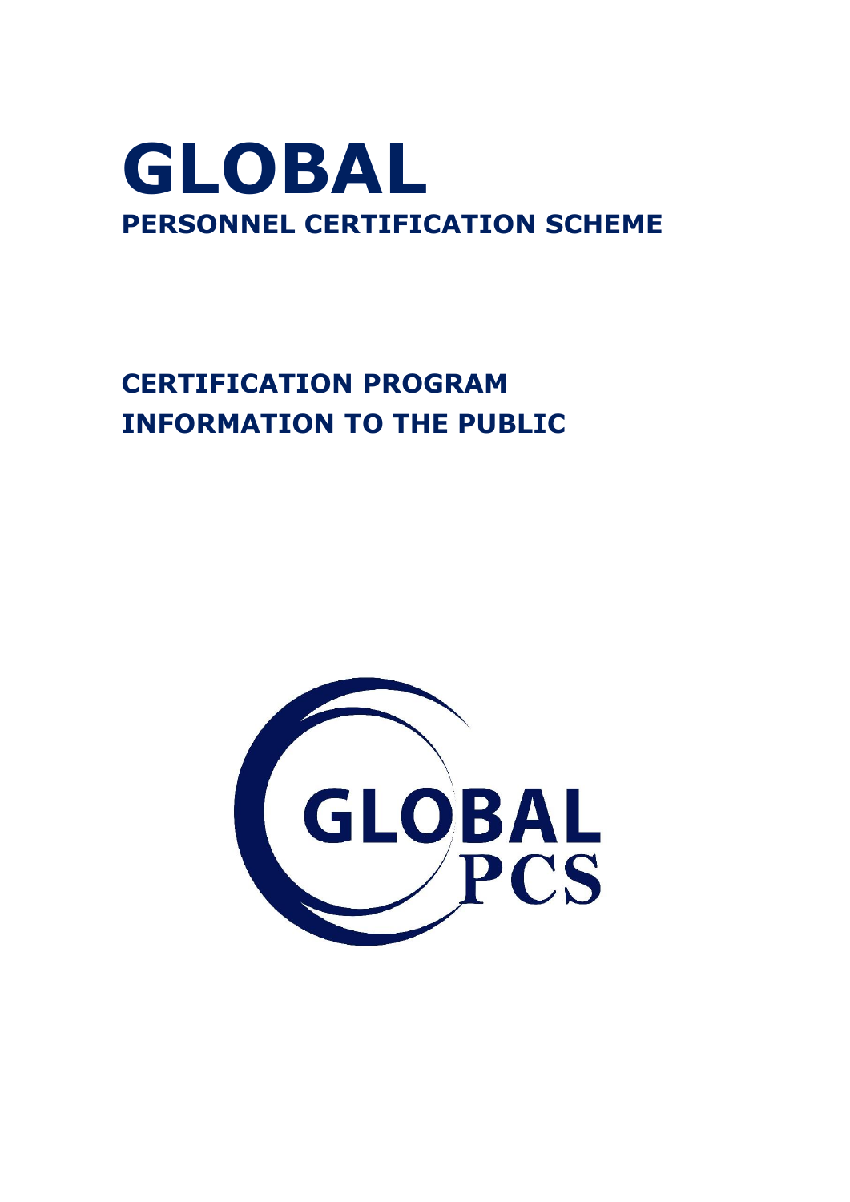# GLOBAL

## PERSONNEL CERTIFICATION SCHEME

## CERTIFICATION PROGRAM INFORMATION TO THE PUBLIC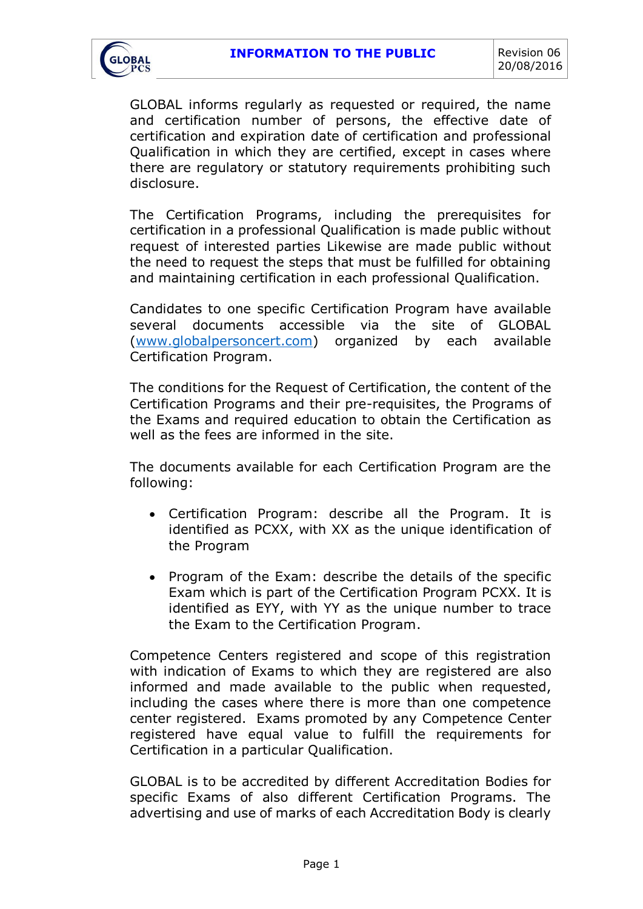GLOBAL informs regularly as requested or required, the name and certification number of persons, the effective date of certification and expiration date of certification and professional Qualification in which they are certified, except in cases where there are regulatory or statutory requirements prohibiting such disclosure.

The Certification Programs, including the prerequisites for certification in a professional Qualification is made public without request of interested parties Likewise are made public without the need to request the steps that must be fulfilled for obtaining and maintaining certification in each professional Qualification.

Candidates to one specific Certification Program have available several documents accessible via the site of GLOBAL (www.globalpersoncert.com) organized by each available Certification Program.

The conditions for the Request of Certification, the content of the Certification Programs and their pre-requisites, the Programs of the Exams and required education to obtain the Certification as well as the fees are informed in the site.

The documents available for each Certification Program are the following:

- Certification Program: describe all the Program. It is identified as PCXX, with XX as the unique identification of the Program
- Program of the Exam: describe the details of the specific Exam which is part of the Certification Program PCXX. It is identified as EYY, with YY as the unique number to trace the Exam to the Certification Program.

Competence Centers registered and scope of this registration with indication of Exams to which they are registered are also informed and made available to the public when requested, including the cases where there is more than one competence center registered. Exams promoted by any Competence Center registered have equal value to fulfill the requirements for Certification in a particular Qualification.

GLOBAL is to be accredited by different Accreditation Bodies for specific Exams of also different Certification Programs. The advertising and use of marks of each Accreditation Body is clearly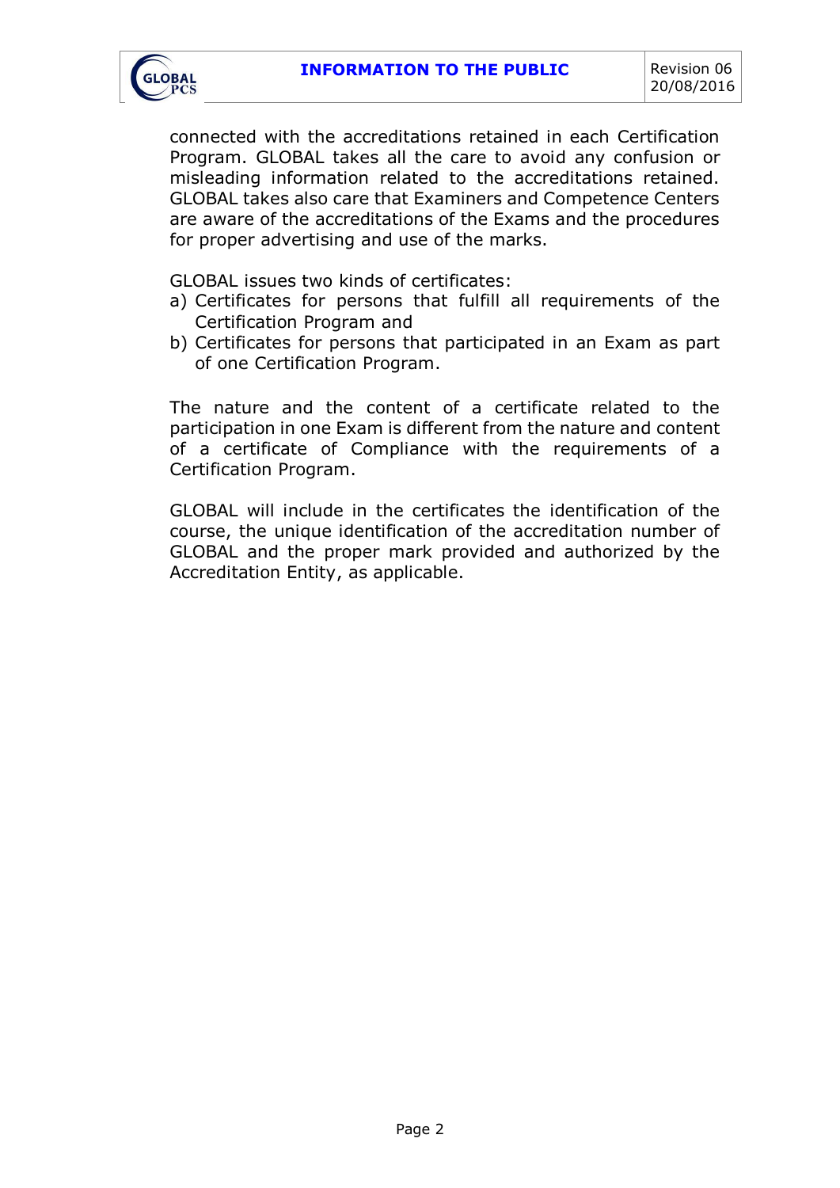connected with the accreditations retained in each Certification Program. GLOBAL takes all the care to avoid any confusion or misleading information related to the accreditations retained. GLOBAL takes also care that Examiners and Competence Centers are aware of the accreditations of the Exams and the procedures for proper advertising and use of the marks.

GLOBAL issues two kinds of certificates:

a) Certificates for persons that fulfill all requirements of the Certification Program and
b) Certificates for persons that participated in an Exam as part of one Certification Program.

The nature and the content of a certificate related to the participation in one Exam is different from the nature and content of a certificate of Compliance with the requirements of a Certification Program.

GLOBAL will include in the certificates the identification of the course, the unique identification of the accreditation number of GLOBAL and the proper mark provided and authorized by the Accreditation Entity, as applicable.